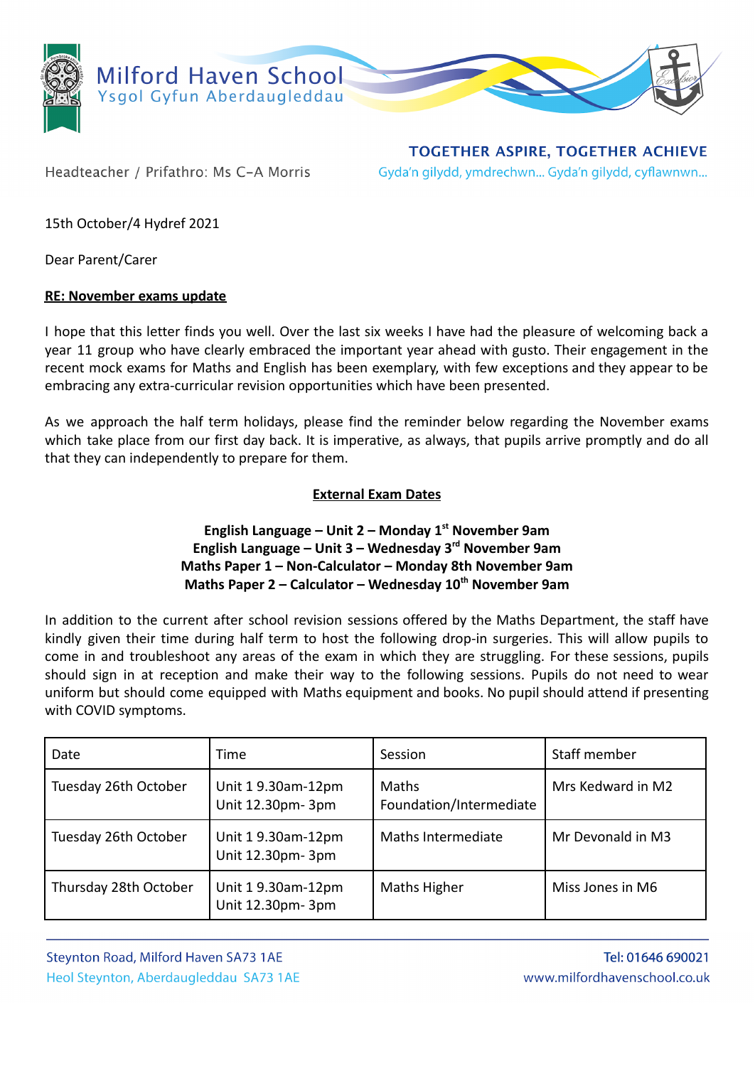# Milford Haven School
Ysgol Gyfun Aberdaugleddau

Headteacher / Prifathro: Ms C-A Morris

**TOGETHER ASPIRE, TOGETHER ACHIEVE**
Gyda'n gilydd, ymdrechwn... Gyda'n gilydd, cyflawnwn...

15th October/4 Hydref 2021

Dear Parent/Carer

**RE: November exams update**

I hope that this letter finds you well. Over the last six weeks I have had the pleasure of welcoming back a year 11 group who have clearly embraced the important year ahead with gusto. Their engagement in the recent mock exams for Maths and English has been exemplary, with few exceptions and they appear to be embracing any extra-curricular revision opportunities which have been presented.

As we approach the half term holidays, please find the reminder below regarding the November exams which take place from our first day back. It is imperative, as always, that pupils arrive promptly and do all that they can independently to prepare for them.

**External Exam Dates**

**English Language – Unit 2 – Monday 1st November 9am**
**English Language – Unit 3 – Wednesday 3rd November 9am**
**Maths Paper 1 – Non-Calculator – Monday 8th November 9am**
**Maths Paper 2 – Calculator – Wednesday 10th November 9am**

In addition to the current after school revision sessions offered by the Maths Department, the staff have kindly given their time during half term to host the following drop-in surgeries. This will allow pupils to come in and troubleshoot any areas of the exam in which they are struggling. For these sessions, pupils should sign in at reception and make their way to the following sessions. Pupils do not need to wear uniform but should come equipped with Maths equipment and books. No pupil should attend if presenting with COVID symptoms.

| Date | Time | Session | Staff member |
|---|---|---|---|
| Tuesday 26th October | Unit 1 9.30am-12pm<br>Unit 12.30pm- 3pm | Maths Foundation/Intermediate | Mrs Kedward in M2 |
| Tuesday 26th October | Unit 1 9.30am-12pm<br>Unit 12.30pm- 3pm | Maths Intermediate | Mr Devonald in M3 |
| Thursday 28th October | Unit 1 9.30am-12pm<br>Unit 12.30pm- 3pm | Maths Higher | Miss Jones in M6 |

Steynton Road, Milford Haven SA73 1AE
Heol Steynton, Aberdaugleddau SA73 1AE

Tel: 01646 690021
www.milfordhavenschool.co.uk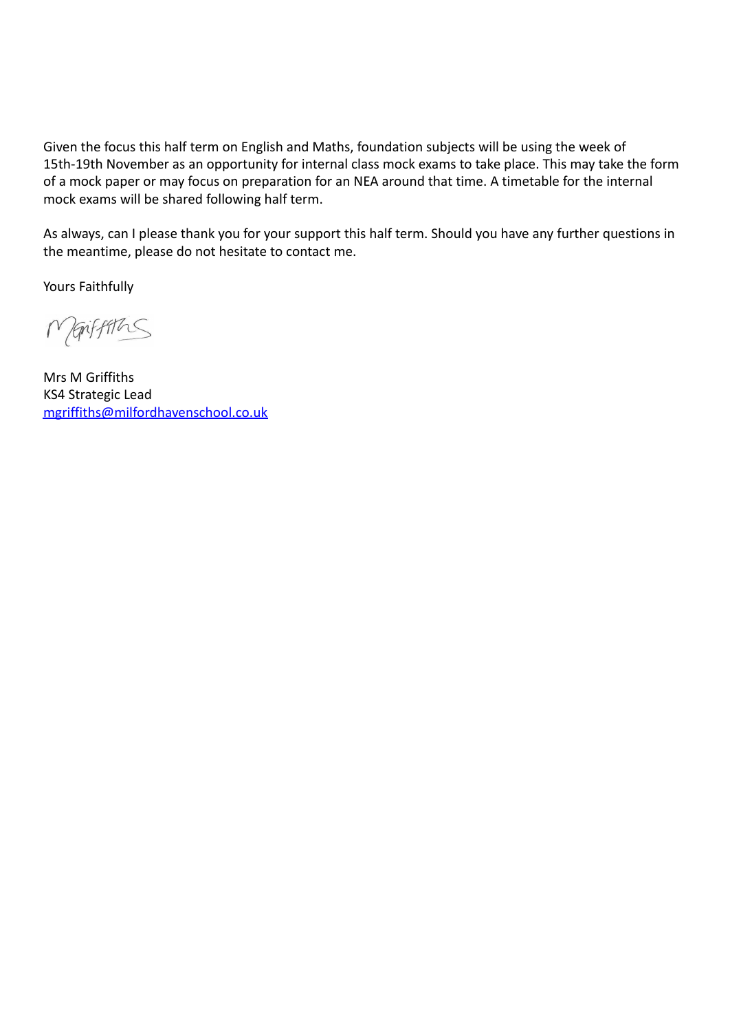Given the focus this half term on English and Maths, foundation subjects will be using the week of 15th-19th November as an opportunity for internal class mock exams to take place. This may take the form of a mock paper or may focus on preparation for an NEA around that time. A timetable for the internal mock exams will be shared following half term.

As always, can I please thank you for your support this half term. Should you have any further questions in the meantime, please do not hesitate to contact me.

Yours Faithfully

Mrs M Griffiths
KS4 Strategic Lead
[mgriffiths@milfordhavenschool.co.uk](mailto:mgriffiths@milfordhavenschool.co.uk)